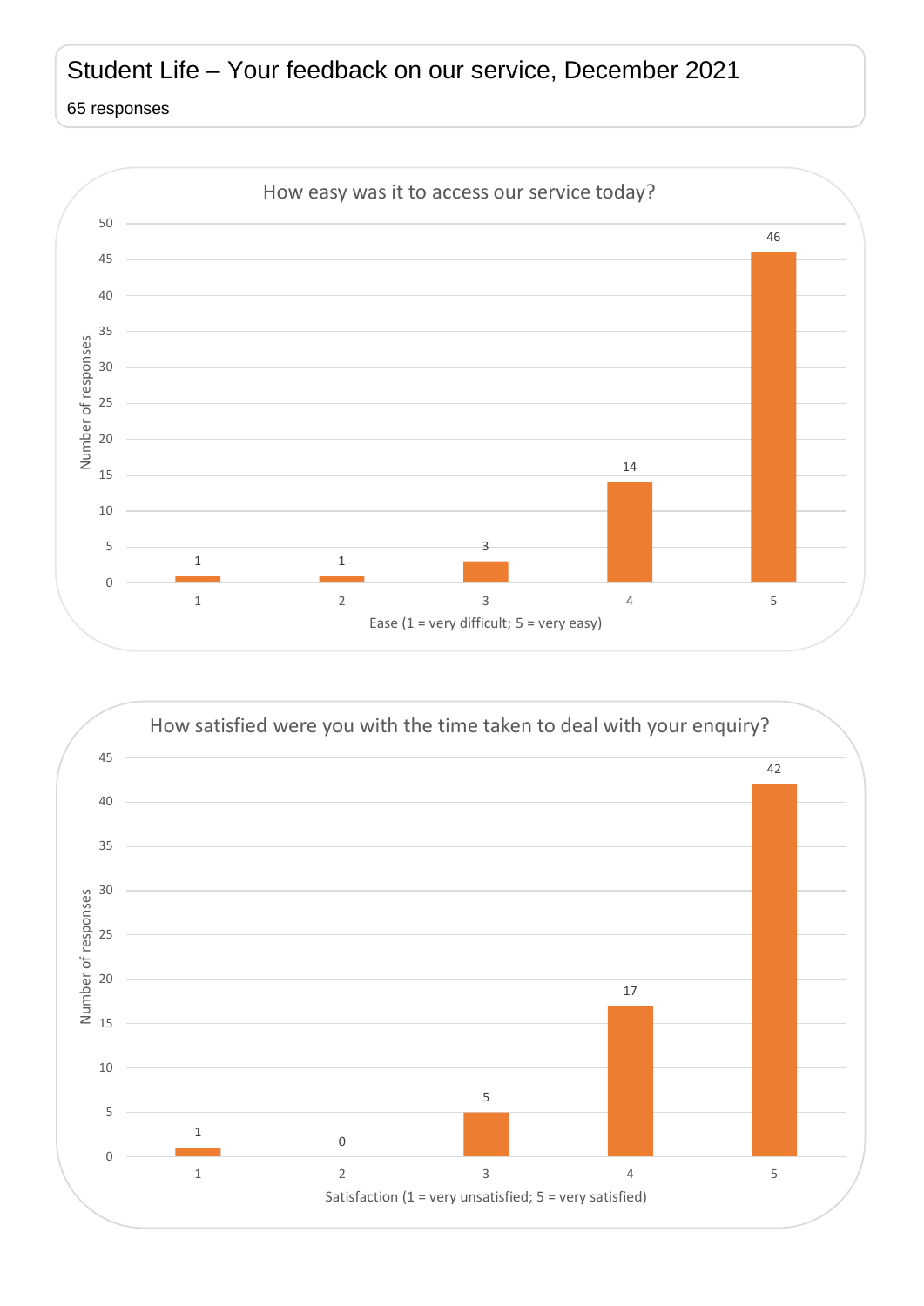# Student Life – Your feedback on our service, December 2021

65 responses

How easy was it to access our service today?

50
45
40
35
30
25
20
15
10
5
0

Number of responses

1 1 3 14 46

1 2 3 4 5

Ease (1 = very difficult; 5 = very easy)

How satisfied were you with the time taken to deal with your enquiry?

45
40
35
30
25
20
15
10
5
0

Number of responses

1 0 5 17 42

1 2 3 4 5

Satisfaction (1 = very unsatisfied; 5 = very satisfied)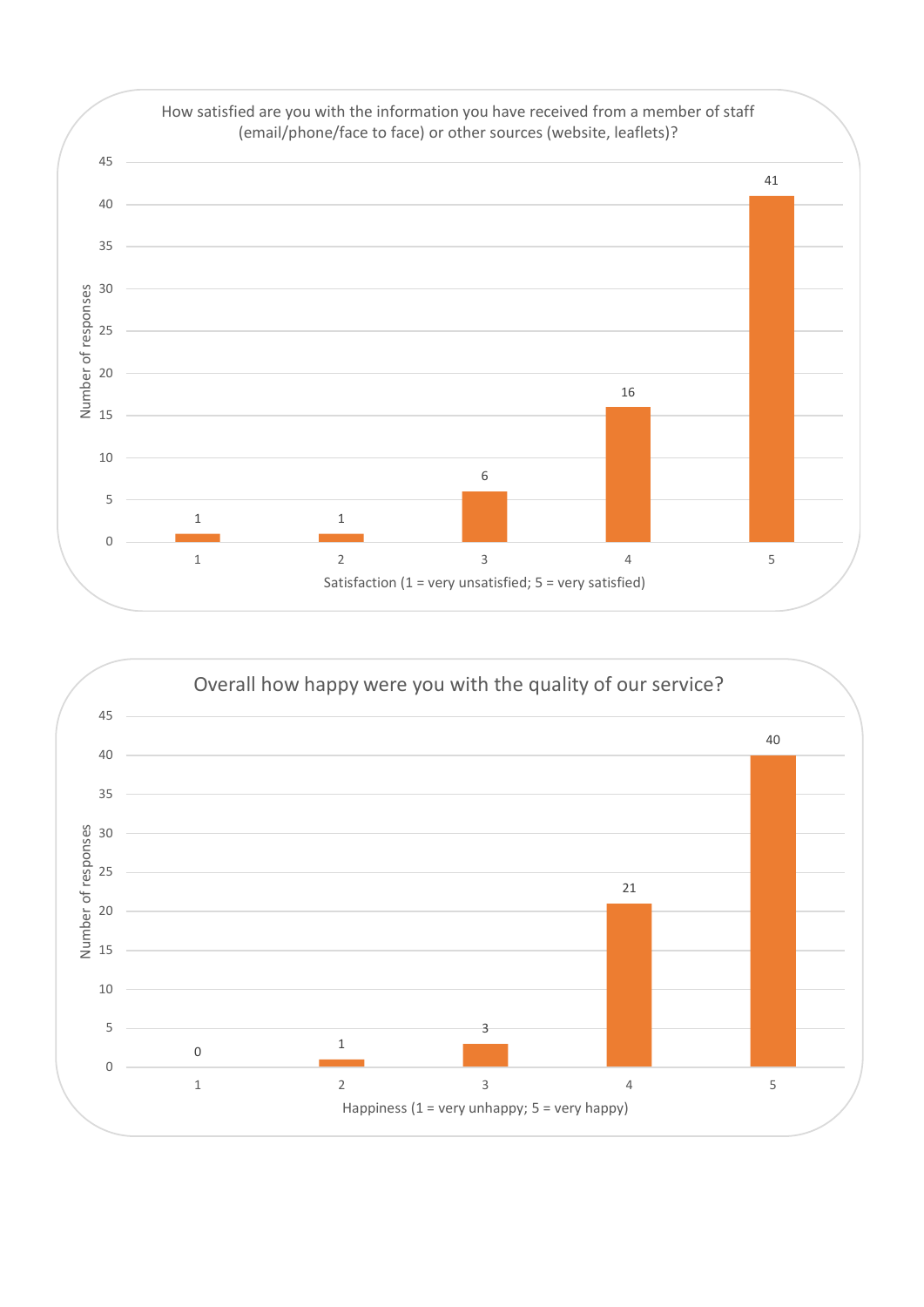How satisfied are you with the information you have received from a member of staff (email/phone/face to face) or other sources (website, leaflets)?

45
40
35
30
25
20
15
10
5
0

Number of responses

1
1
6
16
41

1
2
3
4
5

Satisfaction (1 = very unsatisfied; 5 = very satisfied)

Overall how happy were you with the quality of our service?

45
40
35
30
25
20
15
10
5
0

Number of responses

0
1
3
21
40

1
2
3
4
5

Happiness (1 = very unhappy; 5 = very happy)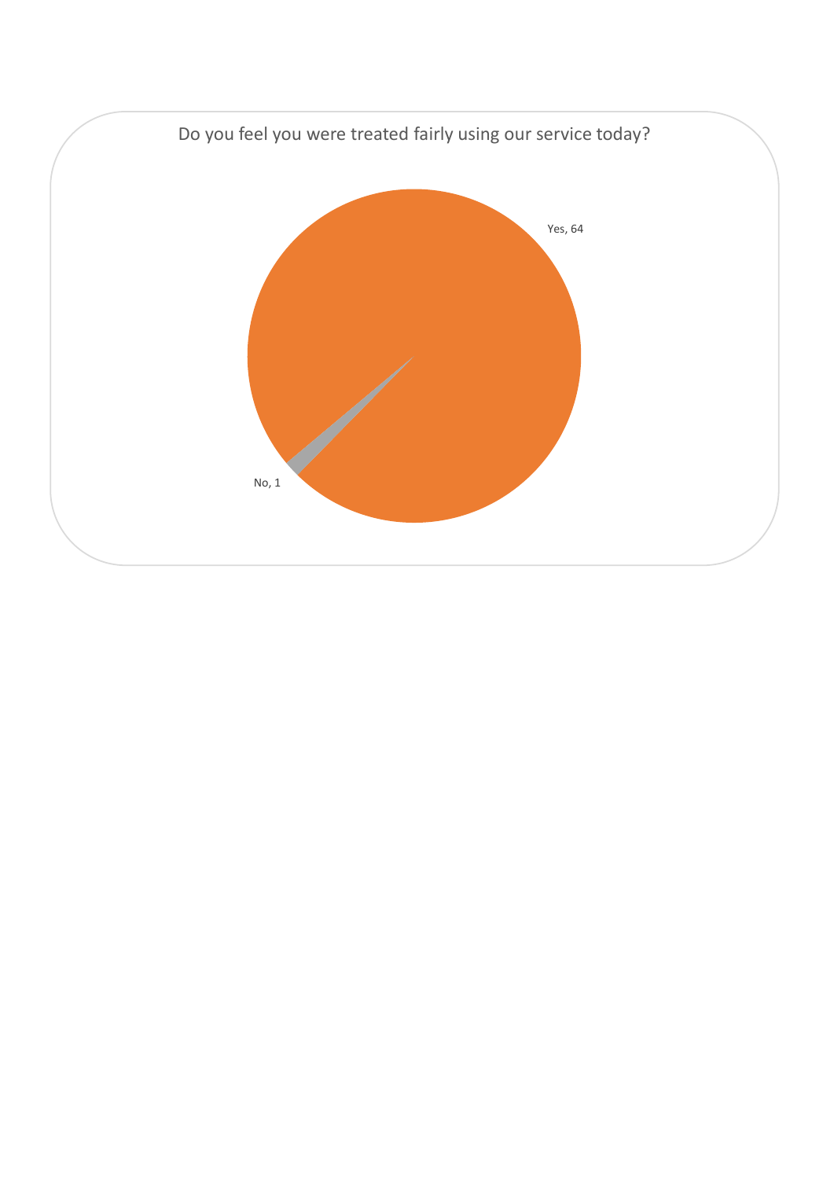Do you feel you were treated fairly using our service today?

Yes, 64

No, 1